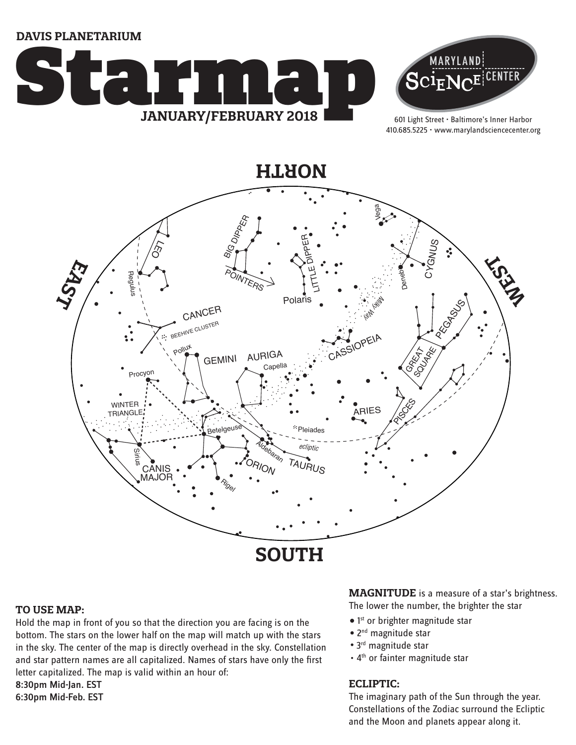DAVIS PLANETARIUM

# Starmap

JANUARY/FEBRUARY 2018

MARYLAND SCIENCE CENTER

601 Light Street • Baltimore's Inner Harbor
410.685.5225 • www.marylandsciencecenter.org

NORTH

EAST

WEST

SOUTH

LEO, Regulus, BIG DIPPER, POINTERS, LITTLE DIPPER, Polaris, Vega, CYGNUS, Deneb, Milky Way, CANCER, BEEHIVE CLUSTER, PEGASUS, GREAT SQUARE, CASSIOPEIA, Pollux, GEMINI, AURIGA, Capella, Procyon, WINTER TRIANGLE, ARIES, PISCES, Betelgeuse, Pleiades, ecliptic, Aldebaran, TAURUS, ORION, Sirius, CANIS MAJOR, Rigel

### TO USE MAP:

Hold the map in front of you so that the direction you are facing is on the bottom. The stars on the lower half on the map will match up with the stars in the sky. The center of the map is directly overhead in the sky. Constellation and star pattern names are all capitalized. Names of stars have only the first letter capitalized. The map is valid within an hour of:

**8:30pm Mid-Jan. EST**
**6:30pm Mid-Feb. EST**

**MAGNITUDE** is a measure of a star's brightness. The lower the number, the brighter the star

- 1st or brighter magnitude star
- 2nd magnitude star
- 3rd magnitude star
- 4th or fainter magnitude star

### ECLIPTIC:

The imaginary path of the Sun through the year. Constellations of the Zodiac surround the Ecliptic and the Moon and planets appear along it.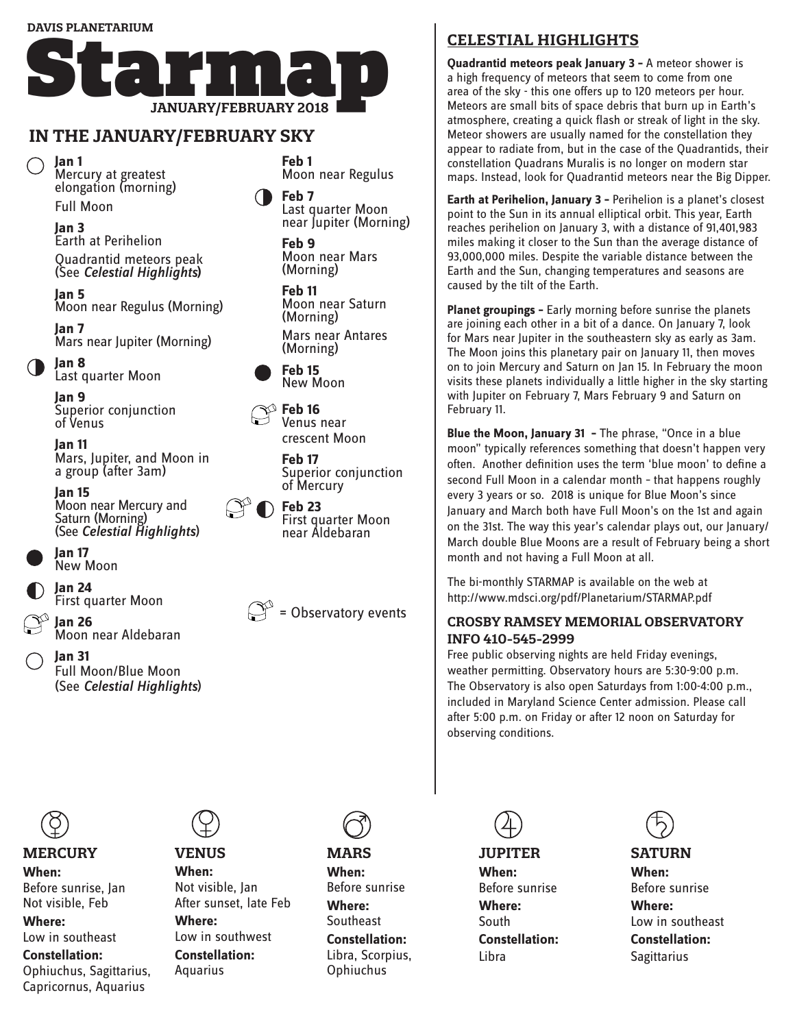DAVIS PLANETARIUM

# Starmap

**JANUARY/FEBRUARY 2018**

## IN THE JANUARY/FEBRUARY SKY

**Jan 1**
Mercury at greatest elongation (morning)

Full Moon

**Jan 3**
Earth at Perihelion

Quadrantid meteors peak (See *Celestial Highlights*)

**Jan 5**
Moon near Regulus (Morning)

**Jan 7**
Mars near Jupiter (Morning)

**Jan 8**
Last quarter Moon

**Jan 9**
Superior conjunction of Venus

**Jan 11**
Mars, Jupiter, and Moon in a group (after 3am)

**Jan 15**
Moon near Mercury and Saturn (Morning) (See *Celestial Highlights*)

**Jan 17**
New Moon

**Jan 24**
First quarter Moon

**Jan 26**
Moon near Aldebaran

**Jan 31**
Full Moon/Blue Moon (See *Celestial Highlights*)

**Feb 1**
Moon near Regulus

**Feb 7**
Last quarter Moon near Jupiter (Morning)

**Feb 9**
Moon near Mars (Morning)

**Feb 11**
Moon near Saturn (Morning)

Mars near Antares (Morning)

**Feb 15**
New Moon

**Feb 16**
Venus near crescent Moon

**Feb 17**
Superior conjunction of Mercury

**Feb 23**
First quarter Moon near Aldebaran

= Observatory events

## CELESTIAL HIGHLIGHTS

**Quadrantid meteors peak January 3 –** A meteor shower is a high frequency of meteors that seem to come from one area of the sky - this one offers up to 120 meteors per hour. Meteors are small bits of space debris that burn up in Earth's atmosphere, creating a quick flash or streak of light in the sky. Meteor showers are usually named for the constellation they appear to radiate from, but in the case of the Quadrantids, their constellation Quadrans Muralis is no longer on modern star maps. Instead, look for Quadrantid meteors near the Big Dipper.

**Earth at Perihelion, January 3 –** Perihelion is a planet's closest point to the Sun in its annual elliptical orbit. This year, Earth reaches perihelion on January 3, with a distance of 91,401,983 miles making it closer to the Sun than the average distance of 93,000,000 miles. Despite the variable distance between the Earth and the Sun, changing temperatures and seasons are caused by the tilt of the Earth.

**Planet groupings –** Early morning before sunrise the planets are joining each other in a bit of a dance. On January 7, look for Mars near Jupiter in the southeastern sky as early as 3am. The Moon joins this planetary pair on January 11, then moves on to join Mercury and Saturn on Jan 15. In February the moon visits these planets individually a little higher in the sky starting with Jupiter on February 7, Mars February 9 and Saturn on February 11.

**Blue the Moon, January 31 –** The phrase, "Once in a blue moon" typically references something that doesn't happen very often. Another definition uses the term 'blue moon' to define a second Full Moon in a calendar month – that happens roughly every 3 years or so. 2018 is unique for Blue Moon's since January and March both have Full Moon's on the 1st and again on the 31st. The way this year's calendar plays out, our January/March double Blue Moons are a result of February being a short month and not having a Full Moon at all.

The bi-monthly STARMAP is available on the web at http://www.mdsci.org/pdf/Planetarium/STARMAP.pdf

### CROSBY RAMSEY MEMORIAL OBSERVATORY INFO 410-545-2999

Free public observing nights are held Friday evenings, weather permitting. Observatory hours are 5:30-9:00 p.m. The Observatory is also open Saturdays from 1:00-4:00 p.m., included in Maryland Science Center admission. Please call after 5:00 p.m. on Friday or after 12 noon on Saturday for observing conditions.

### MERCURY

**When:**
Before sunrise, Jan
Not visible, Feb

**Where:**
Low in southeast

**Constellation:**
Ophiuchus, Sagittarius, Capricornus, Aquarius

### VENUS

**When:**
Not visible, Jan
After sunset, late Feb

**Where:**
Low in southwest

**Constellation:**
Aquarius

### MARS

**When:**
Before sunrise

**Where:**
Southeast

**Constellation:**
Libra, Scorpius, Ophiuchus

### JUPITER

**When:**
Before sunrise

**Where:**
South

**Constellation:**
Libra

### SATURN

**When:**
Before sunrise

**Where:**
Low in southeast

**Constellation:**
Sagittarius